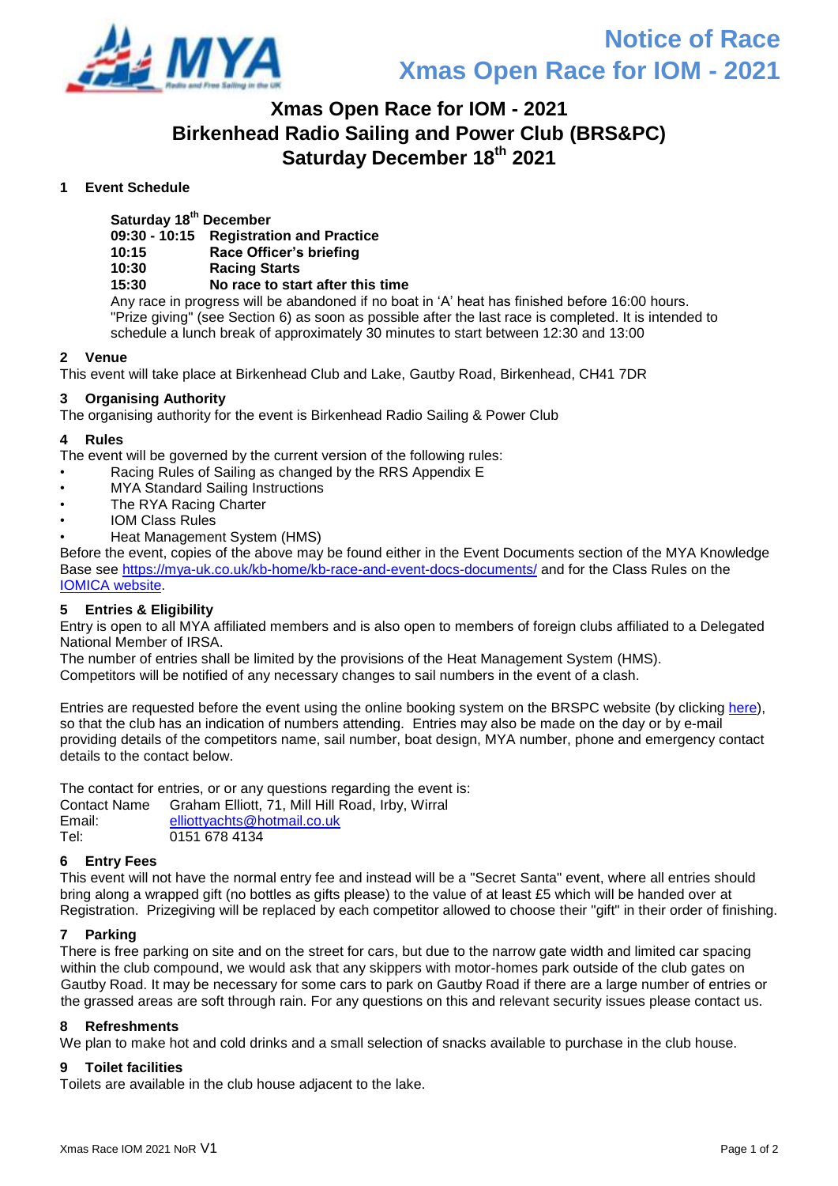# Notice of Race
# Xmas Open Race for IOM - 2021

## Xmas Open Race for IOM - 2021
## Birkenhead Radio Sailing and Power Club (BRS&PC)
## Saturday December 18th 2021

### 1 Event Schedule

**Saturday 18th December**

| | |
|---|---|
| **09:30 - 10:15** | **Registration and Practice** |
| **10:15** | **Race Officer's briefing** |
| **10:30** | **Racing Starts** |
| **15:30** | **No race to start after this time** |

Any race in progress will be abandoned if no boat in 'A' heat has finished before 16:00 hours. "Prize giving" (see Section 6) as soon as possible after the last race is completed. It is intended to schedule a lunch break of approximately 30 minutes to start between 12:30 and 13:00

### 2 Venue

This event will take place at Birkenhead Club and Lake, Gautby Road, Birkenhead, CH41 7DR

### 3 Organising Authority

The organising authority for the event is Birkenhead Radio Sailing & Power Club

### 4 Rules

The event will be governed by the current version of the following rules:

- Racing Rules of Sailing as changed by the RRS Appendix E
- MYA Standard Sailing Instructions
- The RYA Racing Charter
- IOM Class Rules
- Heat Management System (HMS)

Before the event, copies of the above may be found either in the Event Documents section of the MYA Knowledge Base see https://mya-uk.co.uk/kb-home/kb-race-and-event-docs-documents/ and for the Class Rules on the IOMICA website.

### 5 Entries & Eligibility

Entry is open to all MYA affiliated members and is also open to members of foreign clubs affiliated to a Delegated National Member of IRSA.

The number of entries shall be limited by the provisions of the Heat Management System (HMS).

Competitors will be notified of any necessary changes to sail numbers in the event of a clash.

Entries are requested before the event using the online booking system on the BRSPC website (by clicking here), so that the club has an indication of numbers attending. Entries may also be made on the day or by e-mail providing details of the competitors name, sail number, boat design, MYA number, phone and emergency contact details to the contact below.

The contact for entries, or or any questions regarding the event is:

| | |
|---|---|
| Contact Name | Graham Elliott, 71, Mill Hill Road, Irby, Wirral |
| Email: | elliottyachts@hotmail.co.uk |
| Tel: | 0151 678 4134 |

### 6 Entry Fees

This event will not have the normal entry fee and instead will be a "Secret Santa" event, where all entries should bring along a wrapped gift (no bottles as gifts please) to the value of at least £5 which will be handed over at Registration. Prizegiving will be replaced by each competitor allowed to choose their "gift" in their order of finishing.

### 7 Parking

There is free parking on site and on the street for cars, but due to the narrow gate width and limited car spacing within the club compound, we would ask that any skippers with motor-homes park outside of the club gates on Gautby Road. It may be necessary for some cars to park on Gautby Road if there are a large number of entries or the grassed areas are soft through rain. For any questions on this and relevant security issues please contact us.

### 8 Refreshments

We plan to make hot and cold drinks and a small selection of snacks available to purchase in the club house.

### 9 Toilet facilities

Toilets are available in the club house adjacent to the lake.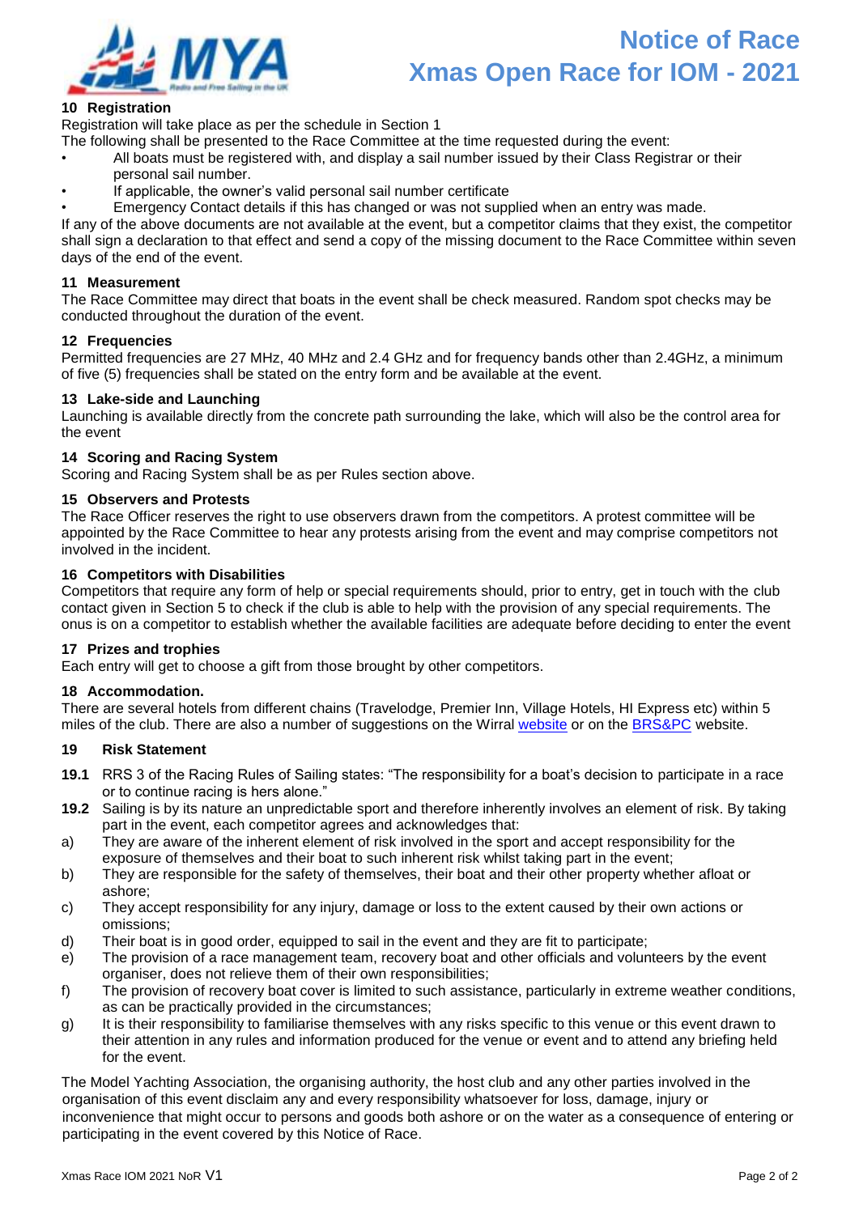# Notice of Race
# Xmas Open Race for IOM - 2021

## 10 Registration

Registration will take place as per the schedule in Section 1

The following shall be presented to the Race Committee at the time requested during the event:

- All boats must be registered with, and display a sail number issued by their Class Registrar or their personal sail number.
- If applicable, the owner's valid personal sail number certificate
- Emergency Contact details if this has changed or was not supplied when an entry was made.

If any of the above documents are not available at the event, but a competitor claims that they exist, the competitor shall sign a declaration to that effect and send a copy of the missing document to the Race Committee within seven days of the end of the event.

## 11 Measurement

The Race Committee may direct that boats in the event shall be check measured. Random spot checks may be conducted throughout the duration of the event.

## 12 Frequencies

Permitted frequencies are 27 MHz, 40 MHz and 2.4 GHz and for frequency bands other than 2.4GHz, a minimum of five (5) frequencies shall be stated on the entry form and be available at the event.

## 13 Lake-side and Launching

Launching is available directly from the concrete path surrounding the lake, which will also be the control area for the event

## 14 Scoring and Racing System

Scoring and Racing System shall be as per Rules section above.

## 15 Observers and Protests

The Race Officer reserves the right to use observers drawn from the competitors. A protest committee will be appointed by the Race Committee to hear any protests arising from the event and may comprise competitors not involved in the incident.

## 16 Competitors with Disabilities

Competitors that require any form of help or special requirements should, prior to entry, get in touch with the club contact given in Section 5 to check if the club is able to help with the provision of any special requirements. The onus is on a competitor to establish whether the available facilities are adequate before deciding to enter the event

## 17 Prizes and trophies

Each entry will get to choose a gift from those brought by other competitors.

## 18 Accommodation.

There are several hotels from different chains (Travelodge, Premier Inn, Village Hotels, HI Express etc) within 5 miles of the club. There are also a number of suggestions on the Wirral website or on the BRS&PC website.

## 19 Risk Statement

**19.1** RRS 3 of the Racing Rules of Sailing states: "The responsibility for a boat's decision to participate in a race or to continue racing is hers alone."

**19.2** Sailing is by its nature an unpredictable sport and therefore inherently involves an element of risk. By taking part in the event, each competitor agrees and acknowledges that:

a) They are aware of the inherent element of risk involved in the sport and accept responsibility for the exposure of themselves and their boat to such inherent risk whilst taking part in the event;

b) They are responsible for the safety of themselves, their boat and their other property whether afloat or ashore;

c) They accept responsibility for any injury, damage or loss to the extent caused by their own actions or omissions;

d) Their boat is in good order, equipped to sail in the event and they are fit to participate;

e) The provision of a race management team, recovery boat and other officials and volunteers by the event organiser, does not relieve them of their own responsibilities;

f) The provision of recovery boat cover is limited to such assistance, particularly in extreme weather conditions, as can be practically provided in the circumstances;

g) It is their responsibility to familiarise themselves with any risks specific to this venue or this event drawn to their attention in any rules and information produced for the venue or event and to attend any briefing held for the event.

The Model Yachting Association, the organising authority, the host club and any other parties involved in the organisation of this event disclaim any and every responsibility whatsoever for loss, damage, injury or inconvenience that might occur to persons and goods both ashore or on the water as a consequence of entering or participating in the event covered by this Notice of Race.